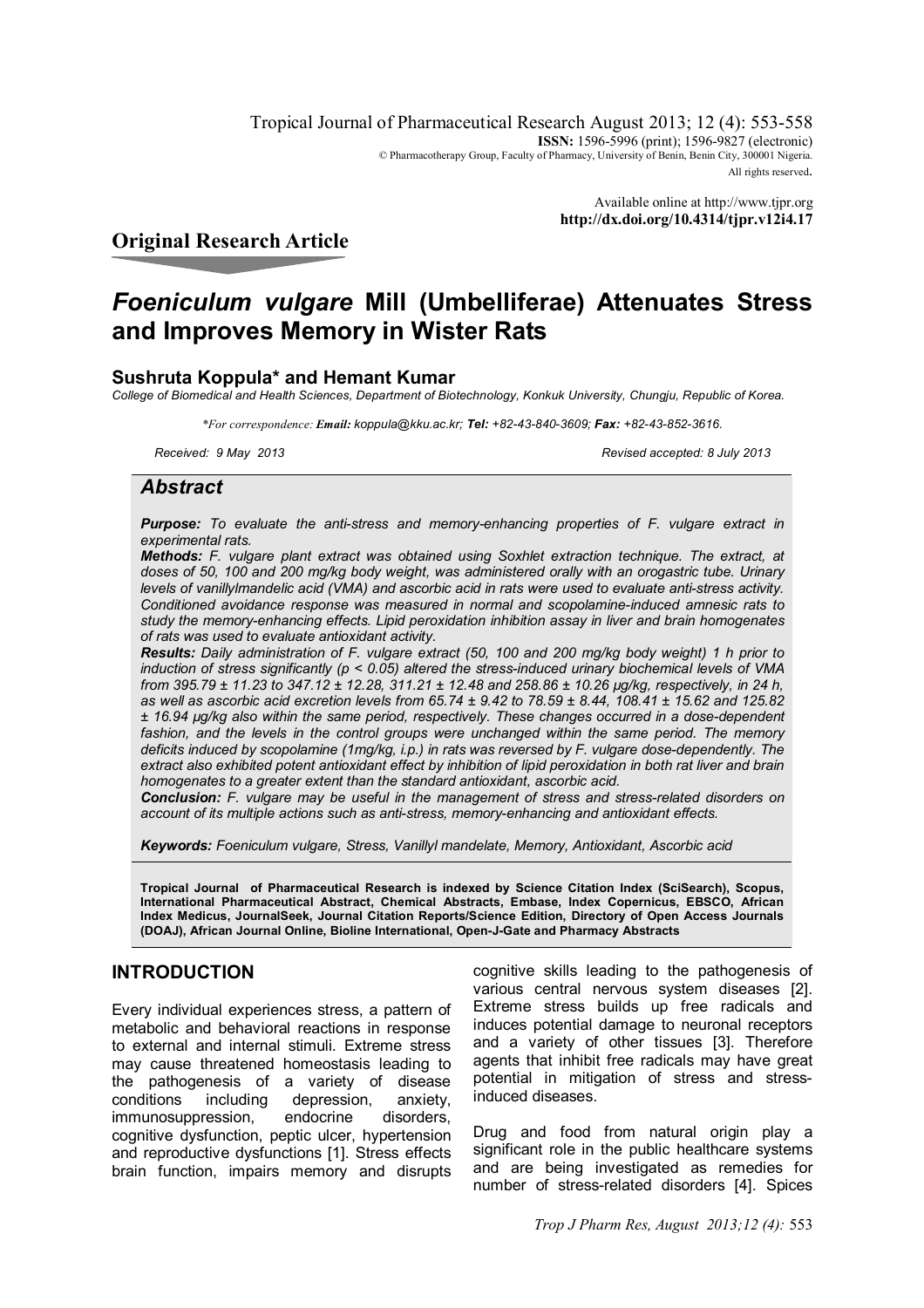Tropical Journal of Pharmaceutical Research August 2013; 12 (4): 553-558

**ISSN:** 1596-5996 (print); 1596-9827 (electronic)

© Pharmacotherapy Group, Faculty of Pharmacy, University of Benin, Benin City, 300001 Nigeria.

All rights reserved.

Available online at http://www.tjpr.org

**http://dx.doi.org/10.4314/tjpr.v12i4.17**

## Original Research Article

# *Foeniculum vulgare* Mill (Umbelliferae) Attenuates Stress and Improves Memory in Wister Rats

**Sushruta Koppula* and Hemant Kumar**

*College of Biomedical and Health Sciences, Department of Biotechnology, Konkuk University, Chungju, Republic of Korea.*

*For correspondence: **Email:** koppula@kku.ac.kr; **Tel:** +82-43-840-3609; **Fax:** +82-43-852-3616.*

*Received: 9 May 2013* | *Revised accepted: 8 July 2013*

## Abstract

***Purpose:*** *To evaluate the anti-stress and memory-enhancing properties of F. vulgare extract in experimental rats.*

***Methods:*** *F. vulgare plant extract was obtained using Soxhlet extraction technique. The extract, at doses of 50, 100 and 200 mg/kg body weight, was administered orally with an orogastric tube. Urinary levels of vanillylmandelic acid (VMA) and ascorbic acid in rats were used to evaluate anti-stress activity. Conditioned avoidance response was measured in normal and scopolamine-induced amnesic rats to study the memory-enhancing effects. Lipid peroxidation inhibition assay in liver and brain homogenates of rats was used to evaluate antioxidant activity.*

***Results:*** *Daily administration of F. vulgare extract (50, 100 and 200 mg/kg body weight) 1 h prior to induction of stress significantly ($p < 0.05$) altered the stress-induced urinary biochemical levels of VMA from 395.79 ± 11.23 to 347.12 ± 12.28, 311.21 ± 12.48 and 258.86 ± 10.26 µg/kg, respectively, in 24 h, as well as ascorbic acid excretion levels from 65.74 ± 9.42 to 78.59 ± 8.44, 108.41 ± 15.62 and 125.82 ± 16.94 µg/kg also within the same period, respectively. These changes occurred in a dose-dependent fashion, and the levels in the control groups were unchanged within the same period. The memory deficits induced by scopolamine (1mg/kg, i.p.) in rats was reversed by F. vulgare dose-dependently. The extract also exhibited potent antioxidant effect by inhibition of lipid peroxidation in both rat liver and brain homogenates to a greater extent than the standard antioxidant, ascorbic acid.*

***Conclusion:*** *F. vulgare may be useful in the management of stress and stress-related disorders on account of its multiple actions such as anti-stress, memory-enhancing and antioxidant effects.*

***Keywords:*** *Foeniculum vulgare, Stress, Vanillyl mandelate, Memory, Antioxidant, Ascorbic acid*

**Tropical Journal of Pharmaceutical Research is indexed by Science Citation Index (SciSearch), Scopus, International Pharmaceutical Abstract, Chemical Abstracts, Embase, Index Copernicus, EBSCO, African Index Medicus, JournalSeek, Journal Citation Reports/Science Edition, Directory of Open Access Journals (DOAJ), African Journal Online, Bioline International, Open-J-Gate and Pharmacy Abstracts**

## INTRODUCTION

Every individual experiences stress, a pattern of metabolic and behavioral reactions in response to external and internal stimuli. Extreme stress may cause threatened homeostasis leading to the pathogenesis of a variety of disease conditions including depression, anxiety, immunosuppression, endocrine disorders, cognitive dysfunction, peptic ulcer, hypertension and reproductive dysfunctions [1]. Stress effects brain function, impairs memory and disrupts cognitive skills leading to the pathogenesis of various central nervous system diseases [2]. Extreme stress builds up free radicals and induces potential damage to neuronal receptors and a variety of other tissues [3]. Therefore agents that inhibit free radicals may have great potential in mitigation of stress and stress-induced diseases.

Drug and food from natural origin play a significant role in the public healthcare systems and are being investigated as remedies for number of stress-related disorders [4]. Spices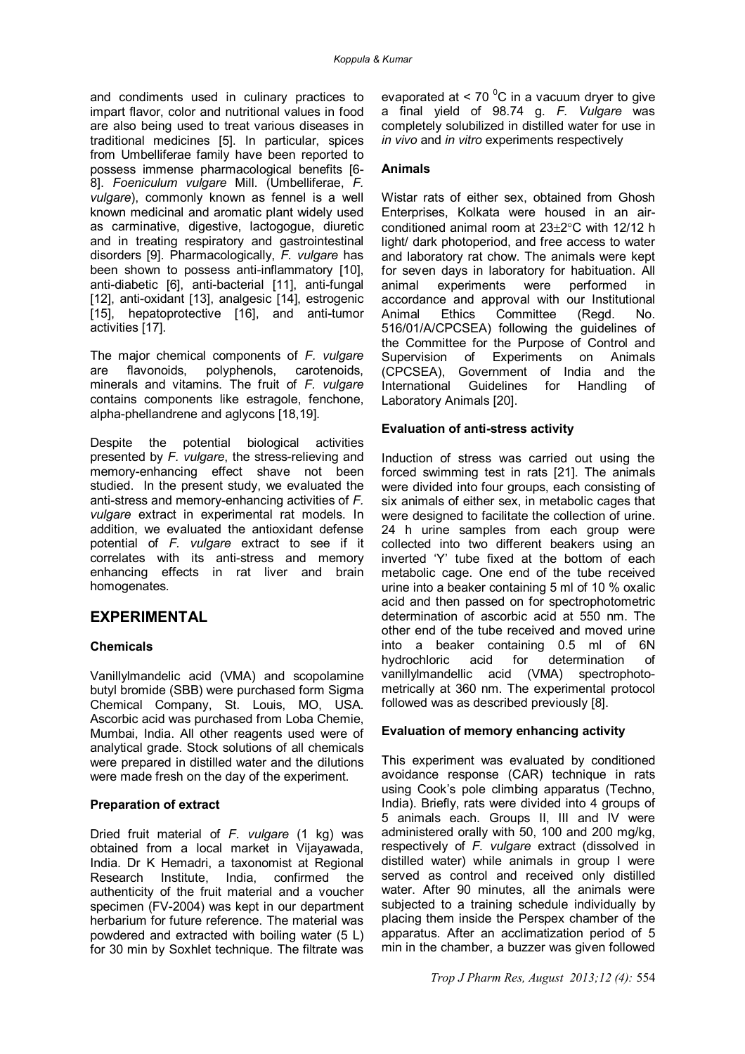and condiments used in culinary practices to impart flavor, color and nutritional values in food are also being used to treat various diseases in traditional medicines [5]. In particular, spices from Umbelliferae family have been reported to possess immense pharmacological benefits [6-8]. *Foeniculum vulgare* Mill. (Umbelliferae, *F. vulgare*), commonly known as fennel is a well known medicinal and aromatic plant widely used as carminative, digestive, lactogogue, diuretic and in treating respiratory and gastrointestinal disorders [9]. Pharmacologically, *F. vulgare* has been shown to possess anti-inflammatory [10], anti-diabetic [6], anti-bacterial [11], anti-fungal [12], anti-oxidant [13], analgesic [14], estrogenic [15], hepatoprotective [16], and anti-tumor activities [17].

The major chemical components of *F. vulgare* are flavonoids, polyphenols, carotenoids, minerals and vitamins. The fruit of *F. vulgare* contains components like estragole, fenchone, alpha-phellandrene and aglycons [18,19].

Despite the potential biological activities presented by *F. vulgare*, the stress-relieving and memory-enhancing effect shave not been studied. In the present study, we evaluated the anti-stress and memory-enhancing activities of *F. vulgare* extract in experimental rat models. In addition, we evaluated the antioxidant defense potential of *F. vulgare* extract to see if it correlates with its anti-stress and memory enhancing effects in rat liver and brain homogenates.

## EXPERIMENTAL

### Chemicals

Vanillylmandelic acid (VMA) and scopolamine butyl bromide (SBB) were purchased form Sigma Chemical Company, St. Louis, MO, USA. Ascorbic acid was purchased from Loba Chemie, Mumbai, India. All other reagents used were of analytical grade. Stock solutions of all chemicals were prepared in distilled water and the dilutions were made fresh on the day of the experiment.

### Preparation of extract

Dried fruit material of *F. vulgare* (1 kg) was obtained from a local market in Vijayawada, India. Dr K Hemadri, a taxonomist at Regional Research Institute, India, confirmed the authenticity of the fruit material and a voucher specimen (FV-2004) was kept in our department herbarium for future reference. The material was powdered and extracted with boiling water (5 L) for 30 min by Soxhlet technique. The filtrate was evaporated at < 70 $^{0}$C in a vacuum dryer to give a final yield of 98.74 g. *F. Vulgare* was completely solubilized in distilled water for use in *in vivo* and *in vitro* experiments respectively

### Animals

Wistar rats of either sex, obtained from Ghosh Enterprises, Kolkata were housed in an air-conditioned animal room at 23±2°C with 12/12 h light/ dark photoperiod, and free access to water and laboratory rat chow. The animals were kept for seven days in laboratory for habituation. All animal experiments were performed in accordance and approval with our Institutional Animal Ethics Committee (Regd. No. 516/01/A/CPCSEA) following the guidelines of the Committee for the Purpose of Control and Supervision of Experiments on Animals (CPCSEA), Government of India and the International Guidelines for Handling of Laboratory Animals [20].

### Evaluation of anti-stress activity

Induction of stress was carried out using the forced swimming test in rats [21]. The animals were divided into four groups, each consisting of six animals of either sex, in metabolic cages that were designed to facilitate the collection of urine. 24 h urine samples from each group were collected into two different beakers using an inverted 'Y' tube fixed at the bottom of each metabolic cage. One end of the tube received urine into a beaker containing 5 ml of 10 % oxalic acid and then passed on for spectrophotometric determination of ascorbic acid at 550 nm. The other end of the tube received and moved urine into a beaker containing 0.5 ml of 6N hydrochloric acid for determination of vanillylmandellic acid (VMA) spectrophotometrically at 360 nm. The experimental protocol followed was as described previously [8].

### Evaluation of memory enhancing activity

This experiment was evaluated by conditioned avoidance response (CAR) technique in rats using Cook's pole climbing apparatus (Techno, India). Briefly, rats were divided into 4 groups of 5 animals each. Groups II, III and IV were administered orally with 50, 100 and 200 mg/kg, respectively of *F. vulgare* extract (dissolved in distilled water) while animals in group I were served as control and received only distilled water. After 90 minutes, all the animals were subjected to a training schedule individually by placing them inside the Perspex chamber of the apparatus. After an acclimatization period of 5 min in the chamber, a buzzer was given followed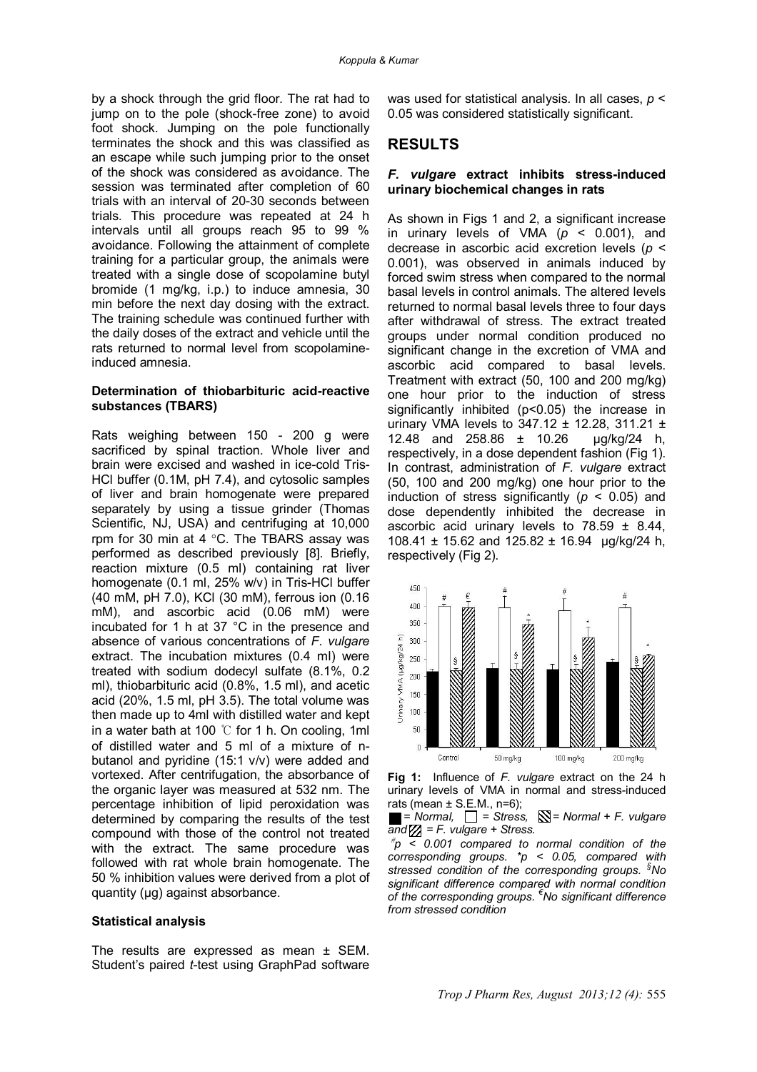by a shock through the grid floor. The rat had to jump on to the pole (shock-free zone) to avoid foot shock. Jumping on the pole functionally terminates the shock and this was classified as an escape while such jumping prior to the onset of the shock was considered as avoidance. The session was terminated after completion of 60 trials with an interval of 20-30 seconds between trials. This procedure was repeated at 24 h intervals until all groups reach 95 to 99 % avoidance. Following the attainment of complete training for a particular group, the animals were treated with a single dose of scopolamine butyl bromide (1 mg/kg, i.p.) to induce amnesia, 30 min before the next day dosing with the extract. The training schedule was continued further with the daily doses of the extract and vehicle until the rats returned to normal level from scopolamine-induced amnesia.

### Determination of thiobarbituric acid-reactive substances (TBARS)

Rats weighing between 150 - 200 g were sacrificed by spinal traction. Whole liver and brain were excised and washed in ice-cold Tris-HCl buffer (0.1M, pH 7.4), and cytosolic samples of liver and brain homogenate were prepared separately by using a tissue grinder (Thomas Scientific, NJ, USA) and centrifuging at 10,000 rpm for 30 min at 4 °C. The TBARS assay was performed as described previously [8]. Briefly, reaction mixture (0.5 ml) containing rat liver homogenate (0.1 ml, 25% w/v) in Tris-HCl buffer (40 mM, pH 7.0), KCl (30 mM), ferrous ion (0.16 mM), and ascorbic acid (0.06 mM) were incubated for 1 h at 37 °C in the presence and absence of various concentrations of *F. vulgare* extract. The incubation mixtures (0.4 ml) were treated with sodium dodecyl sulfate (8.1%, 0.2 ml), thiobarbituric acid (0.8%, 1.5 ml), and acetic acid (20%, 1.5 ml, pH 3.5). The total volume was then made up to 4ml with distilled water and kept in a water bath at 100 ℃ for 1 h. On cooling, 1ml of distilled water and 5 ml of a mixture of n-butanol and pyridine (15:1 v/v) were added and vortexed. After centrifugation, the absorbance of the organic layer was measured at 532 nm. The percentage inhibition of lipid peroxidation was determined by comparing the results of the test compound with those of the control not treated with the extract. The same procedure was followed with rat whole brain homogenate. The 50 % inhibition values were derived from a plot of quantity (μg) against absorbance.

### Statistical analysis

The results are expressed as mean ± SEM. Student's paired *t*-test using GraphPad software was used for statistical analysis. In all cases, $p < 0.05$ was considered statistically significant.

## RESULTS

### *F. vulgare* extract inhibits stress-induced urinary biochemical changes in rats

As shown in Figs 1 and 2, a significant increase in urinary levels of VMA ($p < 0.001$), and decrease in ascorbic acid excretion levels ($p < 0.001$), was observed in animals induced by forced swim stress when compared to the normal basal levels in control animals. The altered levels returned to normal basal levels three to four days after withdrawal of stress. The extract treated groups under normal condition produced no significant change in the excretion of VMA and ascorbic acid compared to basal levels. Treatment with extract (50, 100 and 200 mg/kg) one hour prior to the induction of stress significantly inhibited ($p<0.05$) the increase in urinary VMA levels to 347.12 ± 12.28, 311.21 ± 12.48 and 258.86 ± 10.26 μg/kg/24 h, respectively, in a dose dependent fashion (Fig 1). In contrast, administration of *F. vulgare* extract (50, 100 and 200 mg/kg) one hour prior to the induction of stress significantly ($p < 0.05$) and dose dependently inhibited the decrease in ascorbic acid urinary levels to 78.59 ± 8.44, 108.41 ± 15.62 and 125.82 ± 16.94 μg/kg/24 h, respectively (Fig 2).

**Fig 1:** Influence of *F. vulgare* extract on the 24 h urinary levels of VMA in normal and stress-induced rats (mean ± S.E.M., n=6); ■ = Normal, □ = Stress, ▧ = Normal + *F. vulgare* and ▨ = *F. vulgare* + Stress.
*#p < 0.001 compared to normal condition of the corresponding groups. *p < 0.05, compared with stressed condition of the corresponding groups. §No significant difference compared with normal condition of the corresponding groups. €No significant difference from stressed condition*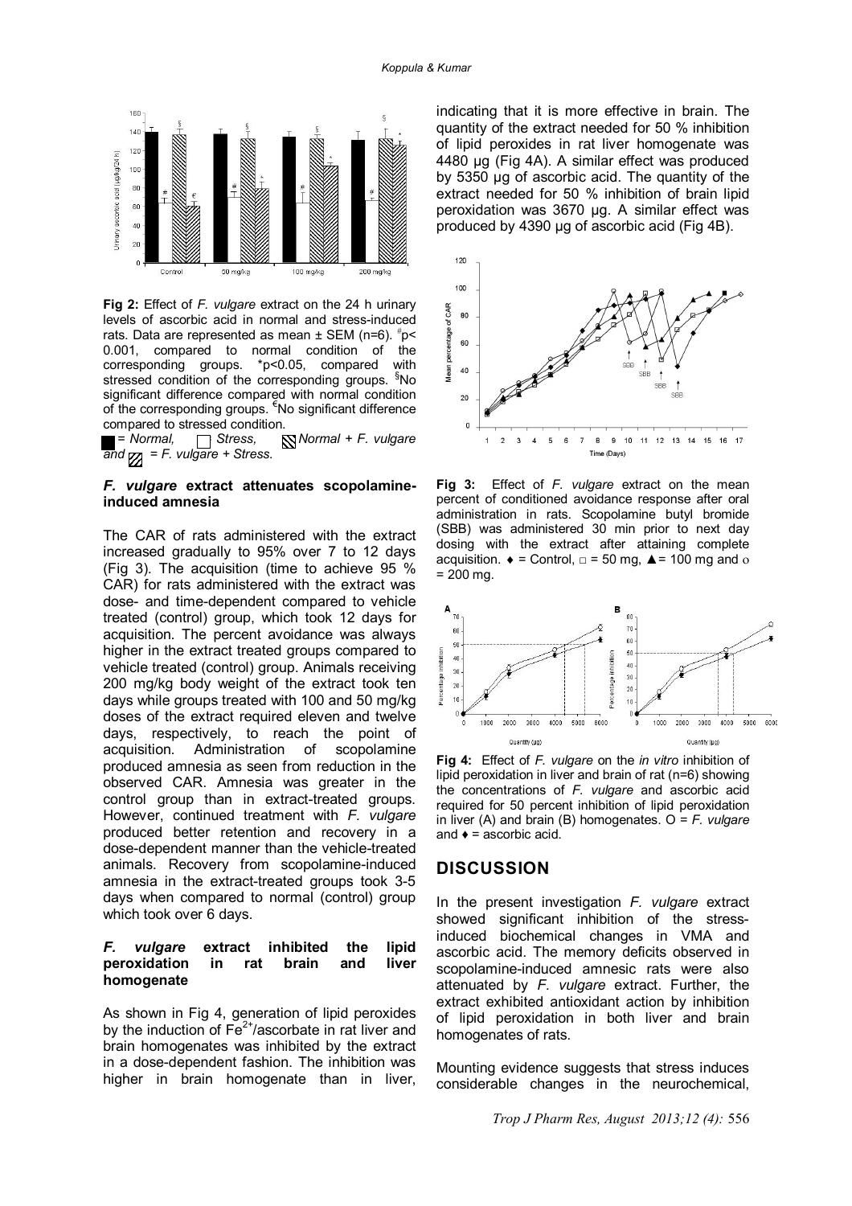**Fig 2:** Effect of *F. vulgare* extract on the 24 h urinary levels of ascorbic acid in normal and stress-induced rats. Data are represented as mean ± SEM (n=6). [#]p< 0.001, compared to normal condition of the corresponding groups. *p<0.05, compared with stressed condition of the corresponding groups. [§]No significant difference compared with normal condition of the corresponding groups. [€]No significant difference compared to stressed condition.
= *Normal*, = *Stress*, = *Normal + F. vulgare* and = *F. vulgare + Stress.*

### *F. vulgare* extract attenuates scopolamine-induced amnesia

The CAR of rats administered with the extract increased gradually to 95% over 7 to 12 days (Fig 3). The acquisition (time to achieve 95 % CAR) for rats administered with the extract was dose- and time-dependent compared to vehicle treated (control) group, which took 12 days for acquisition. The percent avoidance was always higher in the extract treated groups compared to vehicle treated (control) group. Animals receiving 200 mg/kg body weight of the extract took ten days while groups treated with 100 and 50 mg/kg doses of the extract required eleven and twelve days, respectively, to reach the point of acquisition. Administration of scopolamine produced amnesia as seen from reduction in the observed CAR. Amnesia was greater in the control group than in extract-treated groups. However, continued treatment with *F. vulgare* produced better retention and recovery in a dose-dependent manner than the vehicle-treated animals. Recovery from scopolamine-induced amnesia in the extract-treated groups took 3-5 days when compared to normal (control) group which took over 6 days.

### *F. vulgare* extract inhibited the lipid peroxidation in rat brain and liver homogenate

As shown in Fig 4, generation of lipid peroxides by the induction of $Fe^{2+}$/ascorbate in rat liver and brain homogenates was inhibited by the extract in a dose-dependent fashion. The inhibition was higher in brain homogenate than in liver, indicating that it is more effective in brain. The quantity of the extract needed for 50 % inhibition of lipid peroxides in rat liver homogenate was 4480 µg (Fig 4A). A similar effect was produced by 5350 µg of ascorbic acid. The quantity of the extract needed for 50 % inhibition of brain lipid peroxidation was 3670 µg. A similar effect was produced by 4390 µg of ascorbic acid (Fig 4B).

**Fig 3:** Effect of *F. vulgare* extract on the mean percent of conditioned avoidance response after oral administration in rats. Scopolamine butyl bromide (SBB) was administered 30 min prior to next day dosing with the extract after attaining complete acquisition. ♦ = Control, □ = 50 mg, ▲= 100 mg and o = 200 mg.

**Fig 4:** Effect of *F. vulgare* on the *in vitro* inhibition of lipid peroxidation in liver and brain of rat (n=6) showing the concentrations of *F. vulgare* and ascorbic acid required for 50 percent inhibition of lipid peroxidation in liver (A) and brain (B) homogenates. O = *F. vulgare* and ♦ = ascorbic acid.

## DISCUSSION

In the present investigation *F. vulgare* extract showed significant inhibition of the stress-induced biochemical changes in VMA and ascorbic acid. The memory deficits observed in scopolamine-induced amnesic rats were also attenuated by *F. vulgare* extract. Further, the extract exhibited antioxidant action by inhibition of lipid peroxidation in both liver and brain homogenates of rats.

Mounting evidence suggests that stress induces considerable changes in the neurochemical,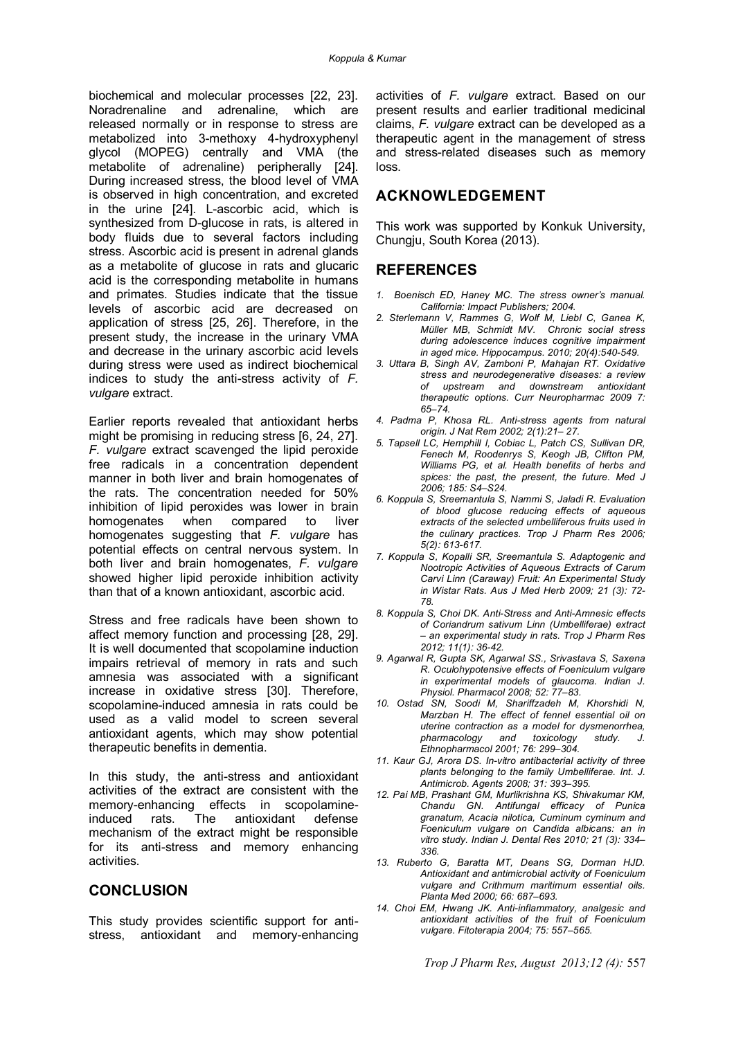biochemical and molecular processes [22, 23]. Noradrenaline and adrenaline, which are released normally or in response to stress are metabolized into 3-methoxy 4-hydroxyphenyl glycol (MOPEG) centrally and VMA (the metabolite of adrenaline) peripherally [24]. During increased stress, the blood level of VMA is observed in high concentration, and excreted in the urine [24]. L-ascorbic acid, which is synthesized from D-glucose in rats, is altered in body fluids due to several factors including stress. Ascorbic acid is present in adrenal glands as a metabolite of glucose in rats and glucaric acid is the corresponding metabolite in humans and primates. Studies indicate that the tissue levels of ascorbic acid are decreased on application of stress [25, 26]. Therefore, in the present study, the increase in the urinary VMA and decrease in the urinary ascorbic acid levels during stress were used as indirect biochemical indices to study the anti-stress activity of *F. vulgare* extract.

Earlier reports revealed that antioxidant herbs might be promising in reducing stress [6, 24, 27]. *F. vulgare* extract scavenged the lipid peroxide free radicals in a concentration dependent manner in both liver and brain homogenates of the rats. The concentration needed for 50% inhibition of lipid peroxides was lower in brain homogenates when compared to liver homogenates suggesting that *F. vulgare* has potential effects on central nervous system. In both liver and brain homogenates, *F. vulgare* showed higher lipid peroxide inhibition activity than that of a known antioxidant, ascorbic acid.

Stress and free radicals have been shown to affect memory function and processing [28, 29]. It is well documented that scopolamine induction impairs retrieval of memory in rats and such amnesia was associated with a significant increase in oxidative stress [30]. Therefore, scopolamine-induced amnesia in rats could be used as a valid model to screen several antioxidant agents, which may show potential therapeutic benefits in dementia.

In this study, the anti-stress and antioxidant activities of the extract are consistent with the memory-enhancing effects in scopolamine-induced rats. The antioxidant defense mechanism of the extract might be responsible for its anti-stress and memory enhancing activities.

## CONCLUSION

This study provides scientific support for anti-stress, antioxidant and memory-enhancing activities of *F. vulgare* extract. Based on our present results and earlier traditional medicinal claims, *F. vulgare* extract can be developed as a therapeutic agent in the management of stress and stress-related diseases such as memory loss.

## ACKNOWLEDGEMENT

This work was supported by Konkuk University, Chungju, South Korea (2013).

## REFERENCES

1. *Boenisch ED, Haney MC. The stress owner's manual. California: Impact Publishers; 2004.*
2. *Sterlemann V, Rammes G, Wolf M, Liebl C, Ganea K, Müller MB, Schmidt MV. Chronic social stress during adolescence induces cognitive impairment in aged mice. Hippocampus. 2010; 20(4):540-549.*
3. *Uttara B, Singh AV, Zamboni P, Mahajan RT. Oxidative stress and neurodegenerative diseases: a review of upstream and downstream antioxidant therapeutic options. Curr Neuropharmac 2009 7: 65–74.*
4. *Padma P, Khosa RL. Anti-stress agents from natural origin. J Nat Rem 2002; 2(1):21– 27.*
5. *Tapsell LC, Hemphill I, Cobiac L, Patch CS, Sullivan DR, Fenech M, Roodenrys S, Keogh JB, Clifton PM, Williams PG, et al. Health benefits of herbs and spices: the past, the present, the future. Med J 2006; 185: S4–S24.*
6. *Koppula S, Sreemantula S, Nammi S, Jaladi R. Evaluation of blood glucose reducing effects of aqueous extracts of the selected umbelliferous fruits used in the culinary practices. Trop J Pharm Res 2006; 5(2): 613-617.*
7. *Koppula S, Kopalli SR, Sreemantula S. Adaptogenic and Nootropic Activities of Aqueous Extracts of Carum Carvi Linn (Caraway) Fruit: An Experimental Study in Wistar Rats. Aus J Med Herb 2009; 21 (3): 72-78.*
8. *Koppula S, Choi DK. Anti-Stress and Anti-Amnesic effects of Coriandrum sativum Linn (Umbelliferae) extract – an experimental study in rats. Trop J Pharm Res 2012; 11(1): 36-42.*
9. *Agarwal R, Gupta SK, Agarwal SS., Srivastava S, Saxena R. Oculohypotensive effects of Foeniculum vulgare in experimental models of glaucoma. Indian J. Physiol. Pharmacol 2008; 52: 77–83.*
10. *Ostad SN, Soodi M, Shariffzadeh M, Khorshidi N, Marzban H. The effect of fennel essential oil on uterine contraction as a model for dysmenorrhea, pharmacology and toxicology study. J. Ethnopharmacol 2001; 76: 299–304.*
11. *Kaur GJ, Arora DS. In-vitro antibacterial activity of three plants belonging to the family Umbelliferae. Int. J. Antimicrob. Agents 2008; 31: 393–395.*
12. *Pai MB, Prashant GM, Murlikrishna KS, Shivakumar KM, Chandu GN. Antifungal efficacy of Punica granatum, Acacia nilotica, Cuminum cyminum and Foeniculum vulgare on Candida albicans: an in vitro study. Indian J. Dental Res 2010; 21 (3): 334–336.*
13. *Ruberto G, Baratta MT, Deans SG, Dorman HJD. Antioxidant and antimicrobial activity of Foeniculum vulgare and Crithmum maritimum essential oils. Planta Med 2000; 66: 687–693.*
14. *Choi EM, Hwang JK. Anti-inflammatory, analgesic and antioxidant activities of the fruit of Foeniculum vulgare. Fitoterapia 2004; 75: 557–565.*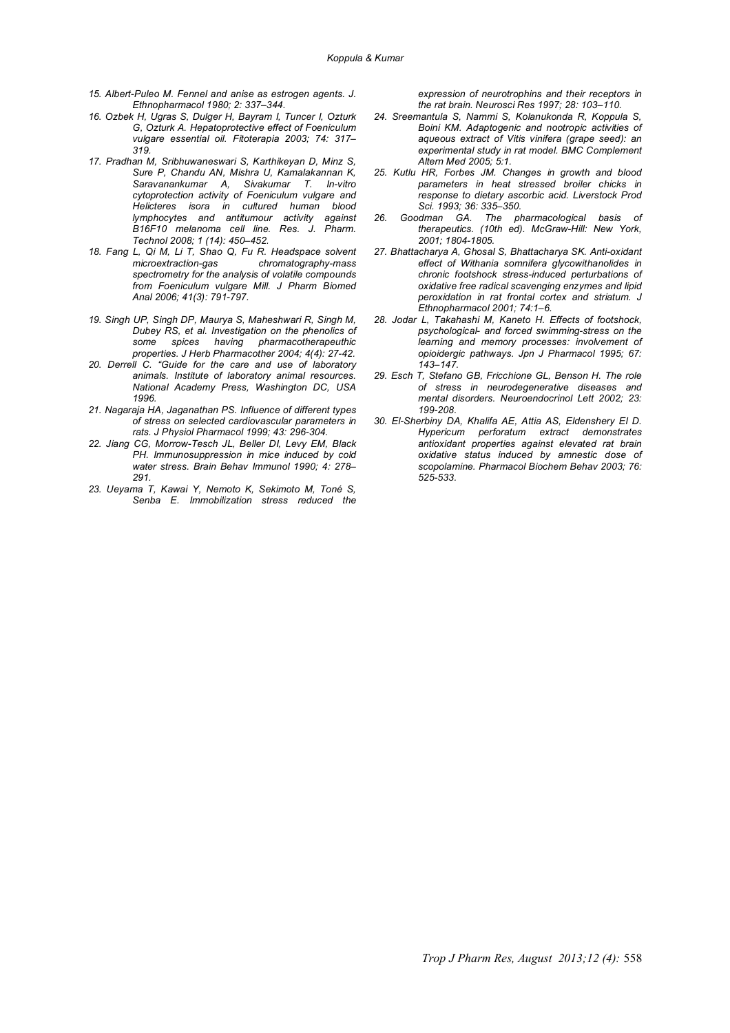15. Albert-Puleo M. Fennel and anise as estrogen agents. J. Ethnopharmacol 1980; 2: 337–344.
16. Ozbek H, Ugras S, Dulger H, Bayram I, Tuncer I, Ozturk G, Ozturk A. Hepatoprotective effect of Foeniculum vulgare essential oil. Fitoterapia 2003; 74: 317–319.
17. Pradhan M, Sribhuwaneswari S, Karthikeyan D, Minz S, Sure P, Chandu AN, Mishra U, Kamalakannan K, Saravanankumar A, Sivakumar T. In-vitro cytoprotection activity of Foeniculum vulgare and Helicteres isora in cultured human blood lymphocytes and antitumour activity against B16F10 melanoma cell line. Res. J. Pharm. Technol 2008; 1 (14): 450–452.
18. Fang L, Qi M, Li T, Shao Q, Fu R. Headspace solvent microextraction-gas chromatography-mass spectrometry for the analysis of volatile compounds from Foeniculum vulgare Mill. J Pharm Biomed Anal 2006; 41(3): 791-797.
19. Singh UP, Singh DP, Maurya S, Maheshwari R, Singh M, Dubey RS, et al. Investigation on the phenolics of some spices having pharmacotherapeuthic properties. J Herb Pharmacother 2004; 4(4): 27-42.
20. Derrell C. "Guide for the care and use of laboratory animals. Institute of laboratory animal resources. National Academy Press, Washington DC, USA 1996.
21. Nagaraja HA, Jaganathan PS. Influence of different types of stress on selected cardiovascular parameters in rats. J Physiol Pharmacol 1999; 43: 296-304.
22. Jiang CG, Morrow-Tesch JL, Beller DI, Levy EM, Black PH. Immunosuppression in mice induced by cold water stress. Brain Behav Immunol 1990; 4: 278–291.
23. Ueyama T, Kawai Y, Nemoto K, Sekimoto M, Toné S, Senba E. Immobilization stress reduced the expression of neurotrophins and their receptors in the rat brain. Neurosci Res 1997; 28: 103–110.
24. Sreemantula S, Nammi S, Kolanukonda R, Koppula S, Boini KM. Adaptogenic and nootropic activities of aqueous extract of Vitis vinifera (grape seed): an experimental study in rat model. BMC Complement Altern Med 2005; 5:1.
25. Kutlu HR, Forbes JM. Changes in growth and blood parameters in heat stressed broiler chicks in response to dietary ascorbic acid. Liverstock Prod Sci. 1993; 36: 335–350.
26. Goodman GA. The pharmacological basis of therapeutics. (10th ed). McGraw-Hill: New York, 2001; 1804-1805.
27. Bhattacharya A, Ghosal S, Bhattacharya SK. Anti-oxidant effect of Withania somnifera glycowithanolides in chronic footshock stress-induced perturbations of oxidative free radical scavenging enzymes and lipid peroxidation in rat frontal cortex and striatum. J Ethnopharmacol 2001; 74:1–6.
28. Jodar L, Takahashi M, Kaneto H. Effects of footshock, psychological- and forced swimming-stress on the learning and memory processes: involvement of opioidergic pathways. Jpn J Pharmacol 1995; 67: 143–147.
29. Esch T, Stefano GB, Fricchione GL, Benson H. The role of stress in neurodegenerative diseases and mental disorders. Neuroendocrinol Lett 2002; 23: 199-208.
30. El-Sherbiny DA, Khalifa AE, Attia AS, Eldenshery El D. Hypericum perforatum extract demonstrates antioxidant properties against elevated rat brain oxidative status induced by amnestic dose of scopolamine. Pharmacol Biochem Behav 2003; 76: 525-533.